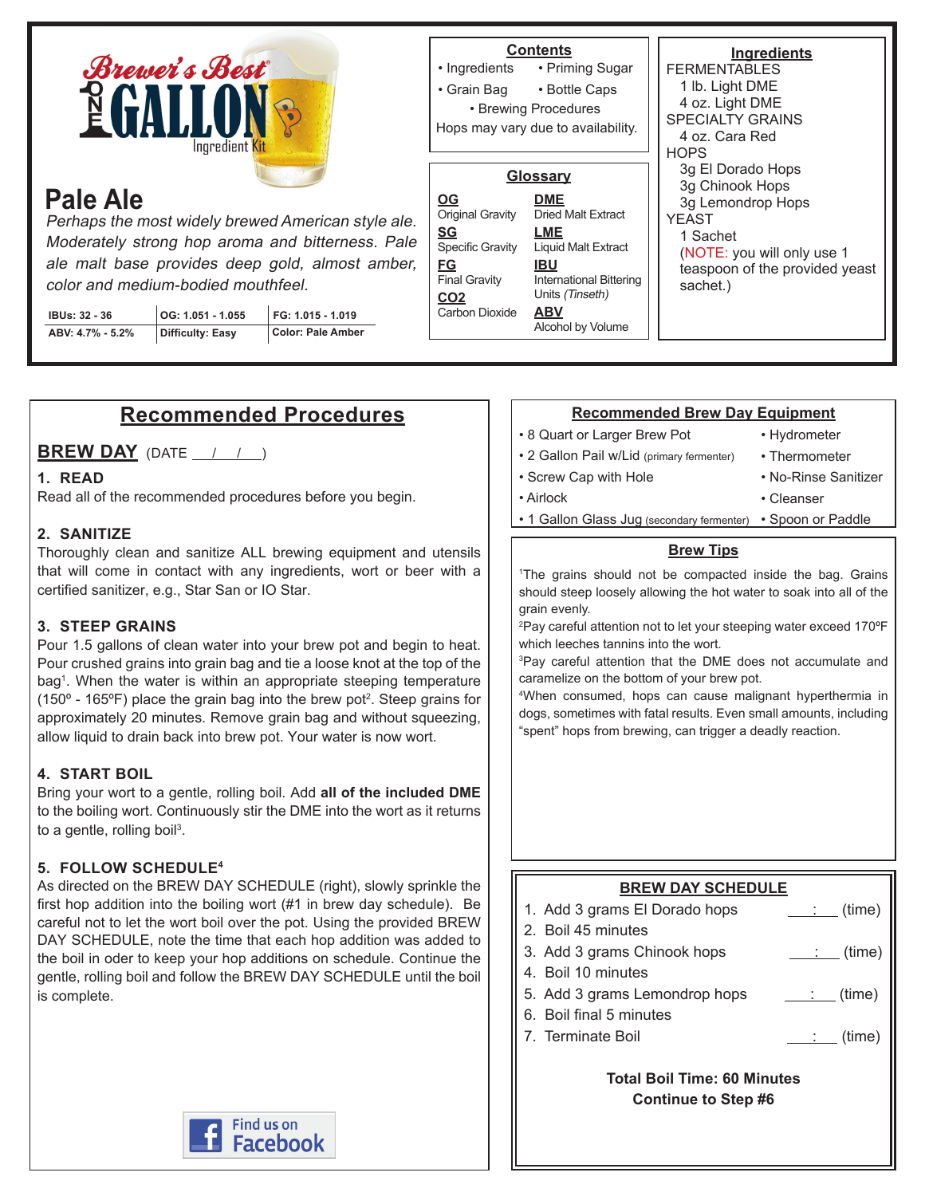# Brewer's Best ONE GALLON Ingredient Kit

## Pale Ale

*Perhaps the most widely brewed American style ale. Moderately strong hop aroma and bitterness. Pale ale malt base provides deep gold, almost amber, color and medium-bodied mouthfeel.*

| IBUs: 32 - 36 | OG: 1.051 - 1.055 | FG: 1.015 - 1.019 |
|---|---|---|
| ABV: 4.7% - 5.2% | Difficulty: Easy | Color: Pale Amber |

### Contents

- Ingredients
- Priming Sugar
- Grain Bag
- Bottle Caps
- Brewing Procedures

Hops may vary due to availability.

### Glossary

**OG** Original Gravity
**SG** Specific Gravity
**FG** Final Gravity
**CO2** Carbon Dioxide
**DME** Dried Malt Extract
**LME** Liquid Malt Extract
**IBU** International Bittering Units *(Tinseth)*
**ABV** Alcohol by Volume

### Ingredients

FERMENTABLES
- 1 lb. Light DME
- 4 oz. Light DME

SPECIALTY GRAINS
- 4 oz. Cara Red

HOPS
- 3g El Dorado Hops
- 3g Chinook Hops
- 3g Lemondrop Hops

YEAST
- 1 Sachet

(NOTE: you will only use 1 teaspoon of the provided yeast sachet.)

## Recommended Procedures

### BREW DAY (DATE __/__/__)

**1. READ**

Read all of the recommended procedures before you begin.

**2. SANITIZE**

Thoroughly clean and sanitize ALL brewing equipment and utensils that will come in contact with any ingredients, wort or beer with a certified sanitizer, e.g., Star San or IO Star.

**3. STEEP GRAINS**

Pour 1.5 gallons of clean water into your brew pot and begin to heat. Pour crushed grains into grain bag and tie a loose knot at the top of the bag[1]. When the water is within an appropriate steeping temperature (150º - 165ºF) place the grain bag into the brew pot[2]. Steep grains for approximately 20 minutes. Remove grain bag and without squeezing, allow liquid to drain back into brew pot. Your water is now wort.

**4. START BOIL**

Bring your wort to a gentle, rolling boil. Add **all of the included DME** to the boiling wort. Continuously stir the DME into the wort as it returns to a gentle, rolling boil[3].

**5. FOLLOW SCHEDULE[4]**

As directed on the BREW DAY SCHEDULE (right), slowly sprinkle the first hop addition into the boiling wort (#1 in brew day schedule). Be careful not to let the wort boil over the pot. Using the provided BREW DAY SCHEDULE, note the time that each hop addition was added to the boil in oder to keep your hop additions on schedule. Continue the gentle, rolling boil and follow the BREW DAY SCHEDULE until the boil is complete.

Find us on Facebook

### Recommended Brew Day Equipment

- 8 Quart or Larger Brew Pot
- 2 Gallon Pail w/Lid (primary fermenter)
- Screw Cap with Hole
- Airlock
- 1 Gallon Glass Jug (secondary fermenter)
- Hydrometer
- Thermometer
- No-Rinse Sanitizer
- Cleanser
- Spoon or Paddle

### Brew Tips

[1]The grains should not be compacted inside the bag. Grains should steep loosely allowing the hot water to soak into all of the grain evenly.

[2]Pay careful attention not to let your steeping water exceed 170ºF which leeches tannins into the wort.

[3]Pay careful attention that the DME does not accumulate and caramelize on the bottom of your brew pot.

[4]When consumed, hops can cause malignant hyperthermia in dogs, sometimes with fatal results. Even small amounts, including "spent" hops from brewing, can trigger a deadly reaction.

### BREW DAY SCHEDULE

1. Add 3 grams El Dorado hops ___:___ (time)
2. Boil 45 minutes
3. Add 3 grams Chinook hops ___:___ (time)
4. Boil 10 minutes
5. Add 3 grams Lemondrop hops ___:___ (time)
6. Boil final 5 minutes
7. Terminate Boil ___:___ (time)

**Total Boil Time: 60 Minutes**
**Continue to Step #6**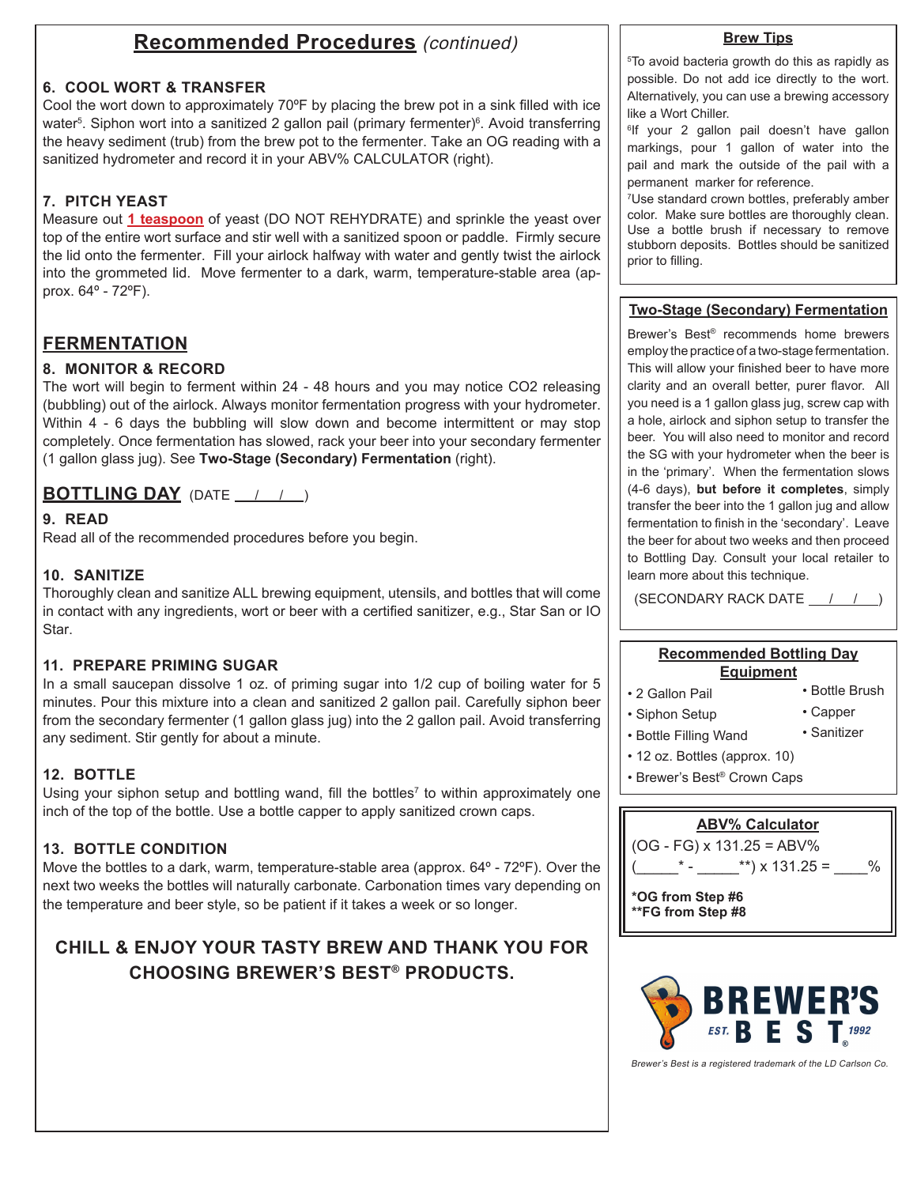# Recommended Procedures *(continued)*

### 6. COOL WORT & TRANSFER

Cool the wort down to approximately 70ºF by placing the brew pot in a sink filled with ice water[5]. Siphon wort into a sanitized 2 gallon pail (primary fermenter)[6]. Avoid transferring the heavy sediment (trub) from the brew pot to the fermenter. Take an OG reading with a sanitized hydrometer and record it in your ABV% CALCULATOR (right).

### 7. PITCH YEAST

Measure out **1 teaspoon** of yeast (DO NOT REHYDRATE) and sprinkle the yeast over top of the entire wort surface and stir well with a sanitized spoon or paddle. Firmly secure the lid onto the fermenter. Fill your airlock halfway with water and gently twist the airlock into the grommeted lid. Move fermenter to a dark, warm, temperature-stable area (approx. 64º - 72ºF).

## FERMENTATION

### 8. MONITOR & RECORD

The wort will begin to ferment within 24 - 48 hours and you may notice $CO_2$ releasing (bubbling) out of the airlock. Always monitor fermentation progress with your hydrometer. Within 4 - 6 days the bubbling will slow down and become intermittent or may stop completely. Once fermentation has slowed, rack your beer into your secondary fermenter (1 gallon glass jug). See **Two-Stage (Secondary) Fermentation** (right).

## BOTTLING DAY (DATE ___/___/___)

### 9. READ

Read all of the recommended procedures before you begin.

### 10. SANITIZE

Thoroughly clean and sanitize ALL brewing equipment, utensils, and bottles that will come in contact with any ingredients, wort or beer with a certified sanitizer, e.g., Star San or IO Star.

### 11. PREPARE PRIMING SUGAR

In a small saucepan dissolve 1 oz. of priming sugar into 1/2 cup of boiling water for 5 minutes. Pour this mixture into a clean and sanitized 2 gallon pail. Carefully siphon beer from the secondary fermenter (1 gallon glass jug) into the 2 gallon pail. Avoid transferring any sediment. Stir gently for about a minute.

### 12. BOTTLE

Using your siphon setup and bottling wand, fill the bottles[7] to within approximately one inch of the top of the bottle. Use a bottle capper to apply sanitized crown caps.

### 13. BOTTLE CONDITION

Move the bottles to a dark, warm, temperature-stable area (approx. 64º - 72ºF). Over the next two weeks the bottles will naturally carbonate. Carbonation times vary depending on the temperature and beer style, so be patient if it takes a week or so longer.

**CHILL & ENJOY YOUR TASTY BREW AND THANK YOU FOR CHOOSING BREWER'S BEST® PRODUCTS.**

## Brew Tips

[5]To avoid bacteria growth do this as rapidly as possible. Do not add ice directly to the wort. Alternatively, you can use a brewing accessory like a Wort Chiller.

[6]If your 2 gallon pail doesn't have gallon markings, pour 1 gallon of water into the pail and mark the outside of the pail with a permanent marker for reference.

[7]Use standard crown bottles, preferably amber color. Make sure bottles are thoroughly clean. Use a bottle brush if necessary to remove stubborn deposits. Bottles should be sanitized prior to filling.

## Two-Stage (Secondary) Fermentation

Brewer's Best® recommends home brewers employ the practice of a two-stage fermentation. This will allow your finished beer to have more clarity and an overall better, purer flavor. All you need is a 1 gallon glass jug, screw cap with a hole, airlock and siphon setup to transfer the beer. You will also need to monitor and record the SG with your hydrometer when the beer is in the 'primary'. When the fermentation slows (4-6 days), **but before it completes**, simply transfer the beer into the 1 gallon jug and allow fermentation to finish in the 'secondary'. Leave the beer for about two weeks and then proceed to Bottling Day. Consult your local retailer to learn more about this technique.

(SECONDARY RACK DATE ___/___/___)

## Recommended Bottling Day Equipment

- 2 Gallon Pail
- Siphon Setup
- Bottle Filling Wand
- 12 oz. Bottles (approx. 10)
- Brewer's Best® Crown Caps
- Bottle Brush
- Capper
- Sanitizer

## ABV% Calculator

(OG - FG) x 131.25 = ABV%

(_____* - _____**) x 131.25 = ____%

**\*OG from Step #6**
**\*\*FG from Step #8**

BREWER'S BEST EST. 1992

*Brewer's Best is a registered trademark of the LD Carlson Co.*